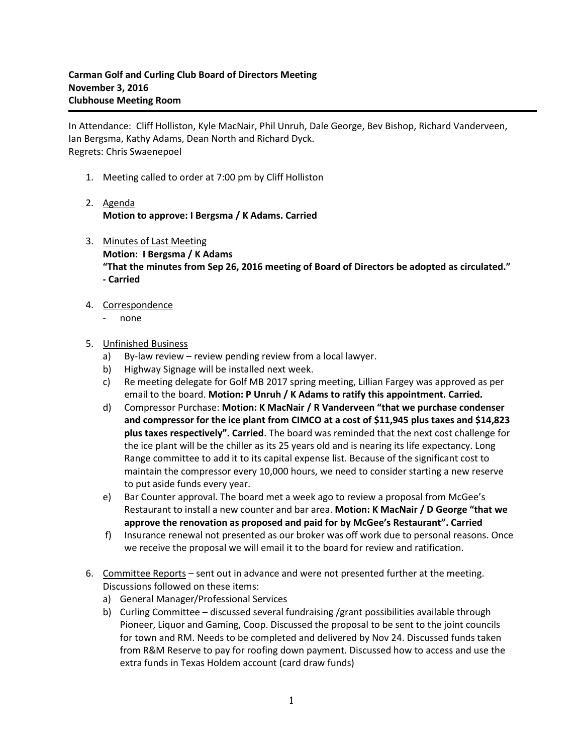**Carman Golf and Curling Club Board of Directors Meeting**
**November 3, 2016**
**Clubhouse Meeting Room**

In Attendance: Cliff Holliston, Kyle MacNair, Phil Unruh, Dale George, Bev Bishop, Richard Vanderveen, Ian Bergsma, Kathy Adams, Dean North and Richard Dyck.
Regrets: Chris Swaenepoel

1. Meeting called to order at 7:00 pm by Cliff Holliston

2. Agenda
   **Motion to approve: I Bergsma / K Adams. Carried**

3. Minutes of Last Meeting
   **Motion: I Bergsma / K Adams**
   **"That the minutes from Sep 26, 2016 meeting of Board of Directors be adopted as circulated." - Carried**

4. Correspondence
   - none

5. Unfinished Business
   a) By-law review – review pending review from a local lawyer.
   b) Highway Signage will be installed next week.
   c) Re meeting delegate for Golf MB 2017 spring meeting, Lillian Fargey was approved as per email to the board. **Motion: P Unruh / K Adams to ratify this appointment. Carried.**
   d) Compressor Purchase: **Motion: K MacNair / R Vanderveen "that we purchase condenser and compressor for the ice plant from CIMCO at a cost of $11,945 plus taxes and $14,823 plus taxes respectively". Carried**. The board was reminded that the next cost challenge for the ice plant will be the chiller as its 25 years old and is nearing its life expectancy. Long Range committee to add it to its capital expense list. Because of the significant cost to maintain the compressor every 10,000 hours, we need to consider starting a new reserve to put aside funds every year.
   e) Bar Counter approval. The board met a week ago to review a proposal from McGee's Restaurant to install a new counter and bar area. **Motion: K MacNair / D George "that we approve the renovation as proposed and paid for by McGee's Restaurant". Carried**
   f) Insurance renewal not presented as our broker was off work due to personal reasons. Once we receive the proposal we will email it to the board for review and ratification.

6. Committee Reports – sent out in advance and were not presented further at the meeting. Discussions followed on these items:
   a) General Manager/Professional Services
   b) Curling Committee – discussed several fundraising /grant possibilities available through Pioneer, Liquor and Gaming, Coop. Discussed the proposal to be sent to the joint councils for town and RM. Needs to be completed and delivered by Nov 24. Discussed funds taken from R&M Reserve to pay for roofing down payment. Discussed how to access and use the extra funds in Texas Holdem account (card draw funds)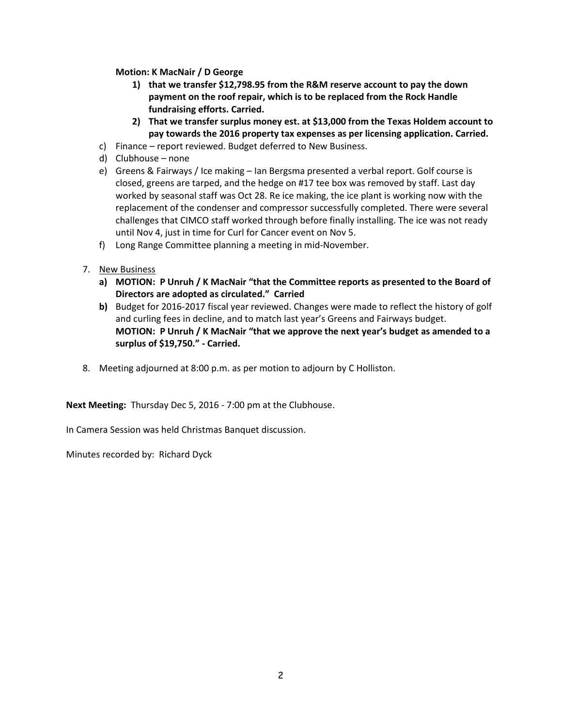**Motion: K MacNair / D George**

1) **that we transfer $12,798.95 from the R&M reserve account to pay the down payment on the roof repair, which is to be replaced from the Rock Handle fundraising efforts. Carried.**
2) **That we transfer surplus money est. at $13,000 from the Texas Holdem account to pay towards the 2016 property tax expenses as per licensing application. Carried.**

c) Finance – report reviewed. Budget deferred to New Business.

d) Clubhouse – none

e) Greens & Fairways / Ice making – Ian Bergsma presented a verbal report. Golf course is closed, greens are tarped, and the hedge on #17 tee box was removed by staff. Last day worked by seasonal staff was Oct 28. Re ice making, the ice plant is working now with the replacement of the condenser and compressor successfully completed. There were several challenges that CIMCO staff worked through before finally installing. The ice was not ready until Nov 4, just in time for Curl for Cancer event on Nov 5.

f) Long Range Committee planning a meeting in mid-November.

7. New Business

   **a) MOTION: P Unruh / K MacNair "that the Committee reports as presented to the Board of Directors are adopted as circulated." Carried**

   **b)** Budget for 2016-2017 fiscal year reviewed. Changes were made to reflect the history of golf and curling fees in decline, and to match last year's Greens and Fairways budget.
   **MOTION: P Unruh / K MacNair "that we approve the next year's budget as amended to a surplus of $19,750." - Carried.**

8. Meeting adjourned at 8:00 p.m. as per motion to adjourn by C Holliston.

**Next Meeting:** Thursday Dec 5, 2016 - 7:00 pm at the Clubhouse.

In Camera Session was held Christmas Banquet discussion.

Minutes recorded by: Richard Dyck